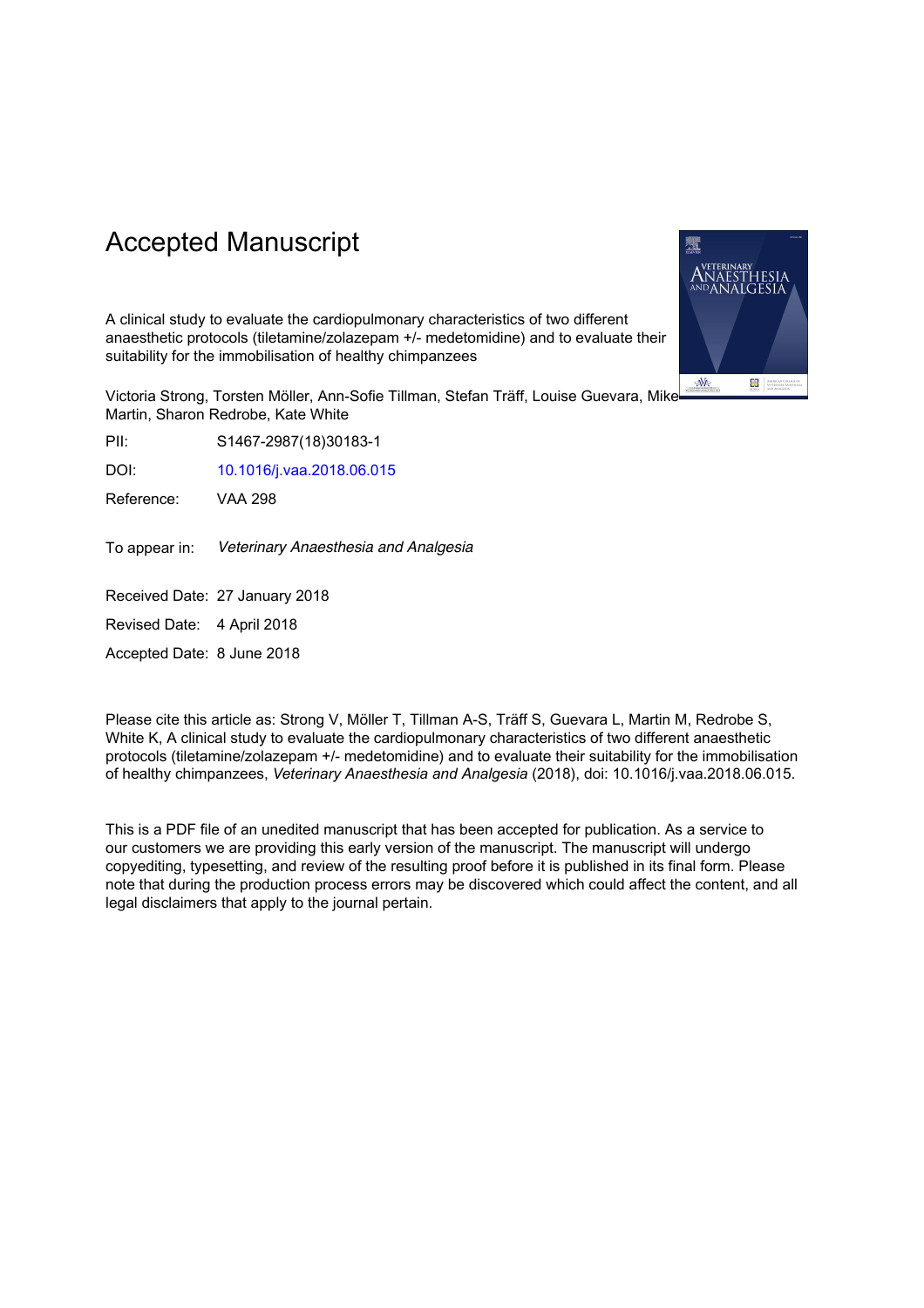# Accepted Manuscript

A clinical study to evaluate the cardiopulmonary characteristics of two different anaesthetic protocols (tiletamine/zolazepam +/- medetomidine) and to evaluate their suitability for the immobilisation of healthy chimpanzees

Victoria Strong, Torsten Möller, Ann-Sofie Tillman, Stefan Träff, Louise Guevara, Mike Martin, Sharon Redrobe, Kate White

PII: S1467-2987(18)30183-1

DOI: 10.1016/j.vaa.2018.06.015

Reference: VAA 298

To appear in: *Veterinary Anaesthesia and Analgesia*

Received Date: 27 January 2018

Revised Date: 4 April 2018

Accepted Date: 8 June 2018

Please cite this article as: Strong V, Möller T, Tillman A-S, Träff S, Guevara L, Martin M, Redrobe S, White K, A clinical study to evaluate the cardiopulmonary characteristics of two different anaesthetic protocols (tiletamine/zolazepam +/- medetomidine) and to evaluate their suitability for the immobilisation of healthy chimpanzees, *Veterinary Anaesthesia and Analgesia* (2018), doi: 10.1016/j.vaa.2018.06.015.

This is a PDF file of an unedited manuscript that has been accepted for publication. As a service to our customers we are providing this early version of the manuscript. The manuscript will undergo copyediting, typesetting, and review of the resulting proof before it is published in its final form. Please note that during the production process errors may be discovered which could affect the content, and all legal disclaimers that apply to the journal pertain.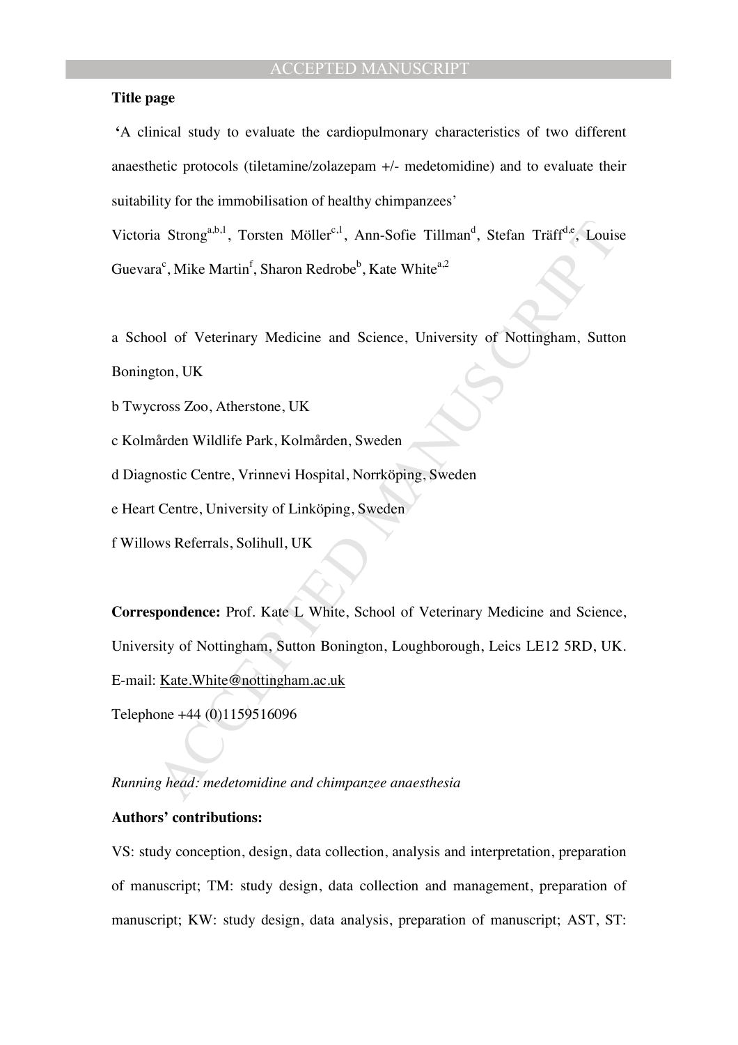**Title page**

'A clinical study to evaluate the cardiopulmonary characteristics of two different anaesthetic protocols (tiletamine/zolazepam +/- medetomidine) and to evaluate their suitability for the immobilisation of healthy chimpanzees'

Victoria Strong[a,b,1], Torsten Möller[c,1], Ann-Sofie Tillman[d], Stefan Träff[d,e], Louise Guevara[c], Mike Martin[f], Sharon Redrobe[b], Kate White[a,2]

a School of Veterinary Medicine and Science, University of Nottingham, Sutton Bonington, UK

b Twycross Zoo, Atherstone, UK

c Kolmården Wildlife Park, Kolmården, Sweden

d Diagnostic Centre, Vrinnevi Hospital, Norrköping, Sweden

e Heart Centre, University of Linköping, Sweden

f Willows Referrals, Solihull, UK

**Correspondence:** Prof. Kate L White, School of Veterinary Medicine and Science, University of Nottingham, Sutton Bonington, Loughborough, Leics LE12 5RD, UK. E-mail: Kate.White@nottingham.ac.uk

Telephone +44 (0)1159516096

*Running head: medetomidine and chimpanzee anaesthesia*

**Authors' contributions:**

VS: study conception, design, data collection, analysis and interpretation, preparation of manuscript; TM: study design, data collection and management, preparation of manuscript; KW: study design, data analysis, preparation of manuscript; AST, ST: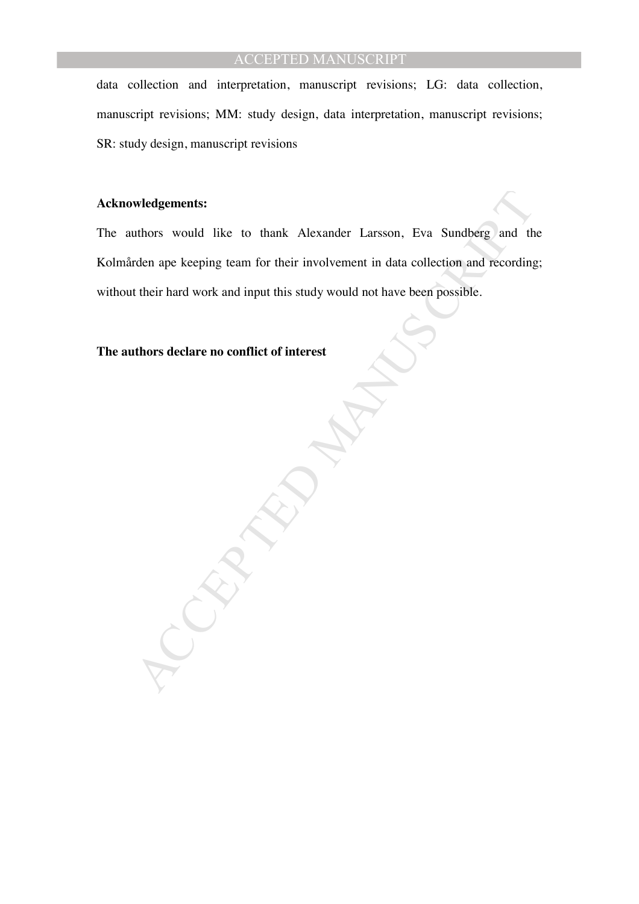data collection and interpretation, manuscript revisions; LG: data collection, manuscript revisions; MM: study design, data interpretation, manuscript revisions; SR: study design, manuscript revisions

**Acknowledgements:**

The authors would like to thank Alexander Larsson, Eva Sundberg and the Kolmården ape keeping team for their involvement in data collection and recording; without their hard work and input this study would not have been possible.

**The authors declare no conflict of interest**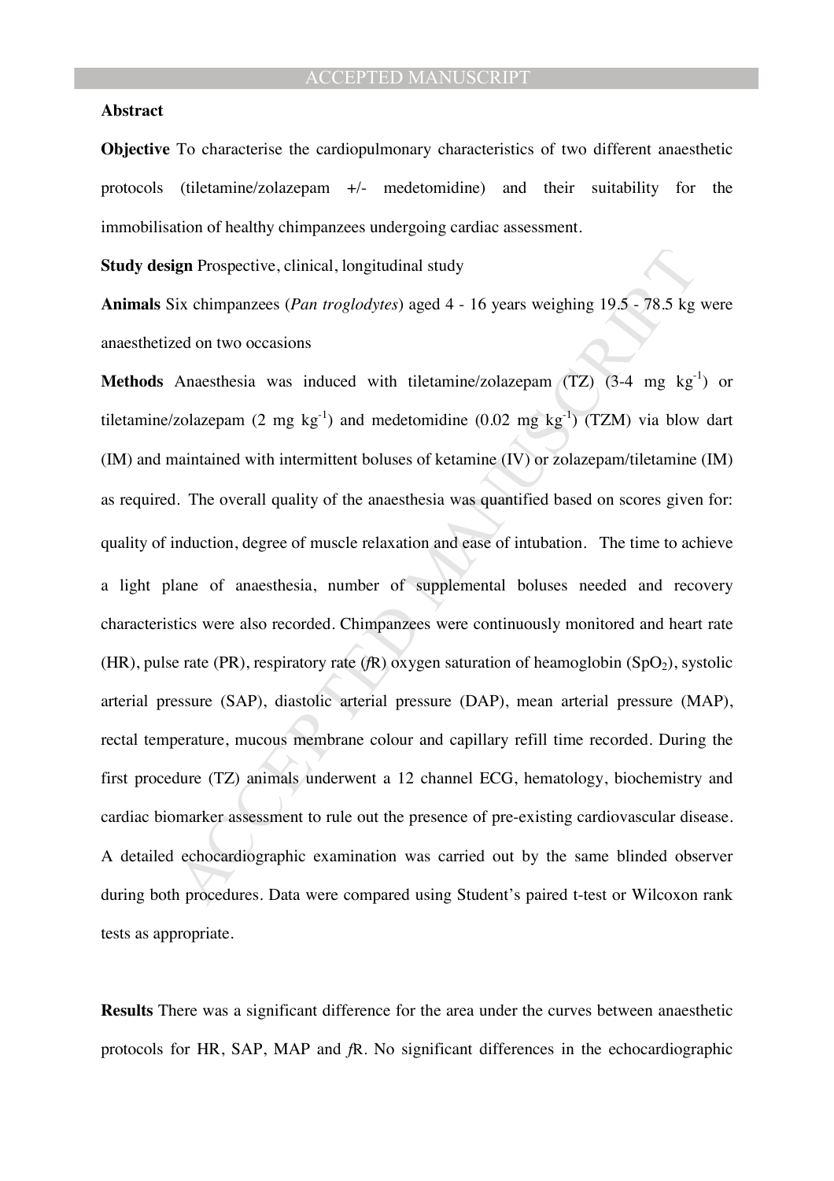**Abstract**

**Objective** To characterise the cardiopulmonary characteristics of two different anaesthetic protocols (tiletamine/zolazepam +/- medetomidine) and their suitability for the immobilisation of healthy chimpanzees undergoing cardiac assessment.

**Study design** Prospective, clinical, longitudinal study

**Animals** Six chimpanzees (*Pan troglodytes*) aged 4 - 16 years weighing 19.5 - 78.5 kg were anaesthetized on two occasions

**Methods** Anaesthesia was induced with tiletamine/zolazepam (TZ) (3-4 mg $kg^{-1}$) or tiletamine/zolazepam (2 mg $kg^{-1}$) and medetomidine (0.02 mg $kg^{-1}$) (TZM) via blow dart (IM) and maintained with intermittent boluses of ketamine (IV) or zolazepam/tiletamine (IM) as required. The overall quality of the anaesthesia was quantified based on scores given for: quality of induction, degree of muscle relaxation and ease of intubation. The time to achieve a light plane of anaesthesia, number of supplemental boluses needed and recovery characteristics were also recorded. Chimpanzees were continuously monitored and heart rate (HR), pulse rate (PR), respiratory rate ($f$R) oxygen saturation of heamoglobin ($SpO_2$), systolic arterial pressure (SAP), diastolic arterial pressure (DAP), mean arterial pressure (MAP), rectal temperature, mucous membrane colour and capillary refill time recorded. During the first procedure (TZ) animals underwent a 12 channel ECG, hematology, biochemistry and cardiac biomarker assessment to rule out the presence of pre-existing cardiovascular disease. A detailed echocardiographic examination was carried out by the same blinded observer during both procedures. Data were compared using Student's paired t-test or Wilcoxon rank tests as appropriate.

**Results** There was a significant difference for the area under the curves between anaesthetic protocols for HR, SAP, MAP and $f$R. No significant differences in the echocardiographic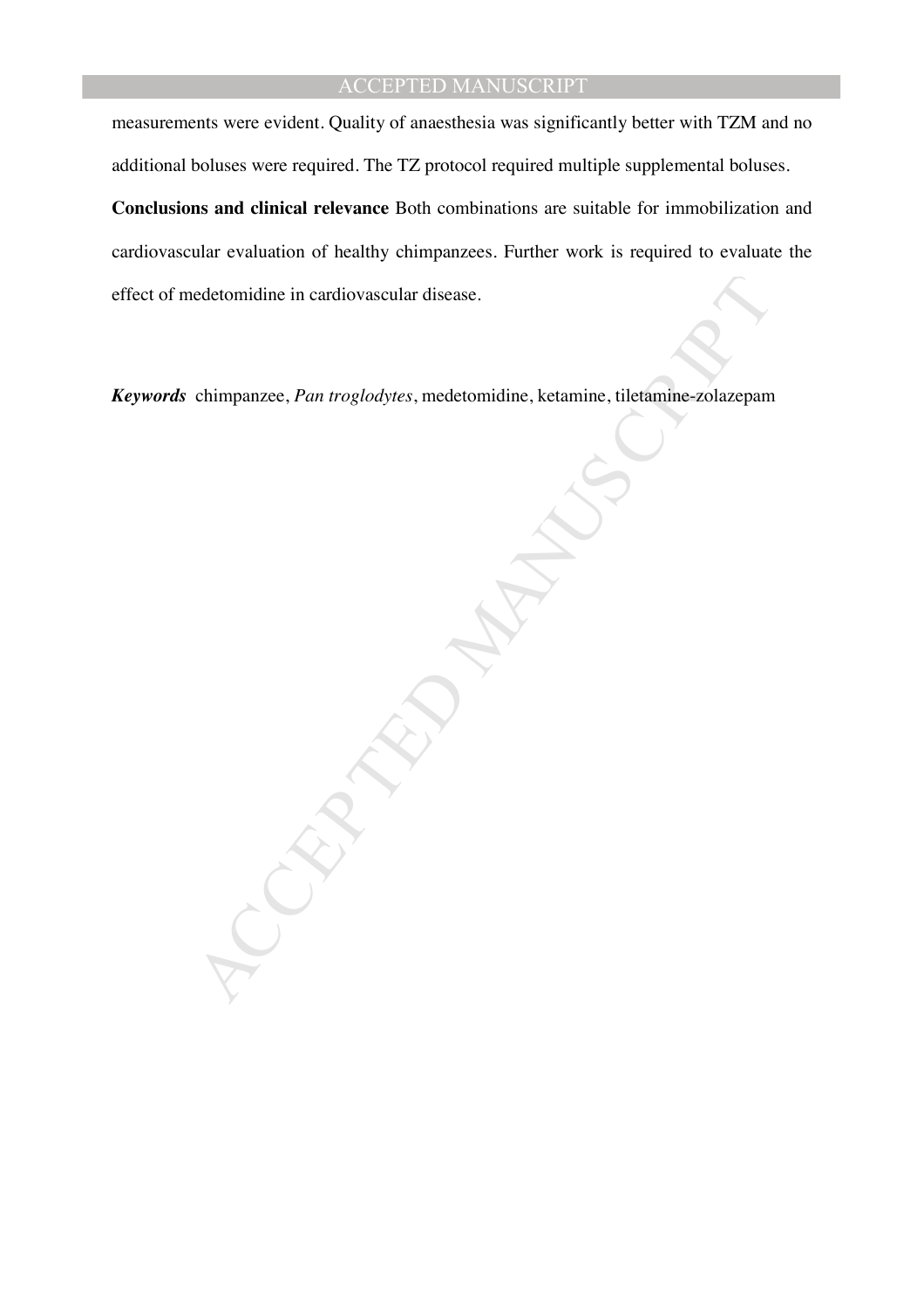measurements were evident. Quality of anaesthesia was significantly better with TZM and no additional boluses were required. The TZ protocol required multiple supplemental boluses.

**Conclusions and clinical relevance** Both combinations are suitable for immobilization and cardiovascular evaluation of healthy chimpanzees. Further work is required to evaluate the effect of medetomidine in cardiovascular disease.

***Keywords*** chimpanzee, *Pan troglodytes*, medetomidine, ketamine, tiletamine-zolazepam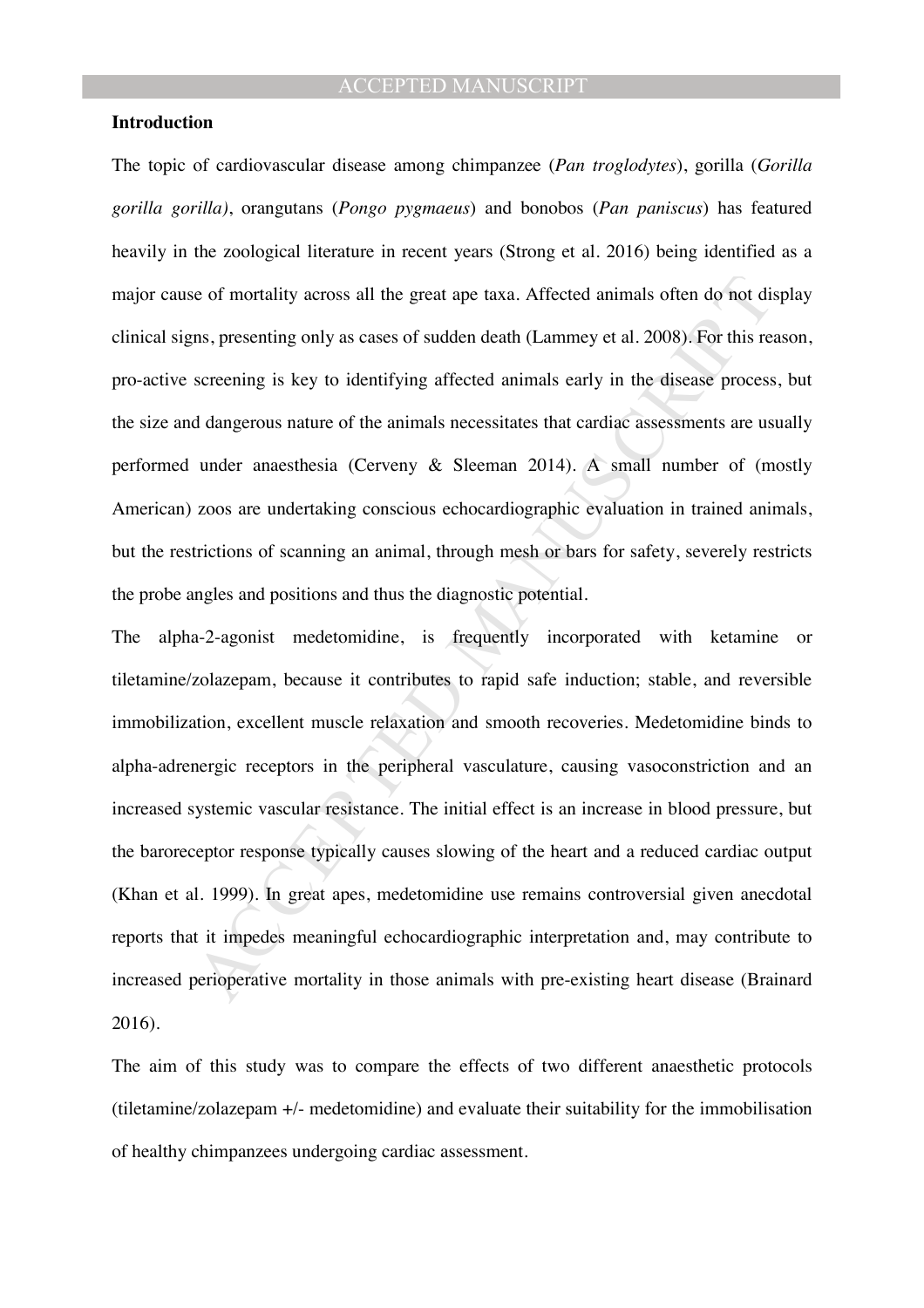**Introduction**

The topic of cardiovascular disease among chimpanzee (*Pan troglodytes*), gorilla (*Gorilla gorilla gorilla)*, orangutans (*Pongo pygmaeus*) and bonobos (*Pan paniscus*) has featured heavily in the zoological literature in recent years (Strong et al. 2016) being identified as a major cause of mortality across all the great ape taxa. Affected animals often do not display clinical signs, presenting only as cases of sudden death (Lammey et al. 2008). For this reason, pro-active screening is key to identifying affected animals early in the disease process, but the size and dangerous nature of the animals necessitates that cardiac assessments are usually performed under anaesthesia (Cerveny & Sleeman 2014). A small number of (mostly American) zoos are undertaking conscious echocardiographic evaluation in trained animals, but the restrictions of scanning an animal, through mesh or bars for safety, severely restricts the probe angles and positions and thus the diagnostic potential.

The alpha-2-agonist medetomidine, is frequently incorporated with ketamine or tiletamine/zolazepam, because it contributes to rapid safe induction; stable, and reversible immobilization, excellent muscle relaxation and smooth recoveries. Medetomidine binds to alpha-adrenergic receptors in the peripheral vasculature, causing vasoconstriction and an increased systemic vascular resistance. The initial effect is an increase in blood pressure, but the baroreceptor response typically causes slowing of the heart and a reduced cardiac output (Khan et al. 1999). In great apes, medetomidine use remains controversial given anecdotal reports that it impedes meaningful echocardiographic interpretation and, may contribute to increased perioperative mortality in those animals with pre-existing heart disease (Brainard 2016).

The aim of this study was to compare the effects of two different anaesthetic protocols (tiletamine/zolazepam +/- medetomidine) and evaluate their suitability for the immobilisation of healthy chimpanzees undergoing cardiac assessment.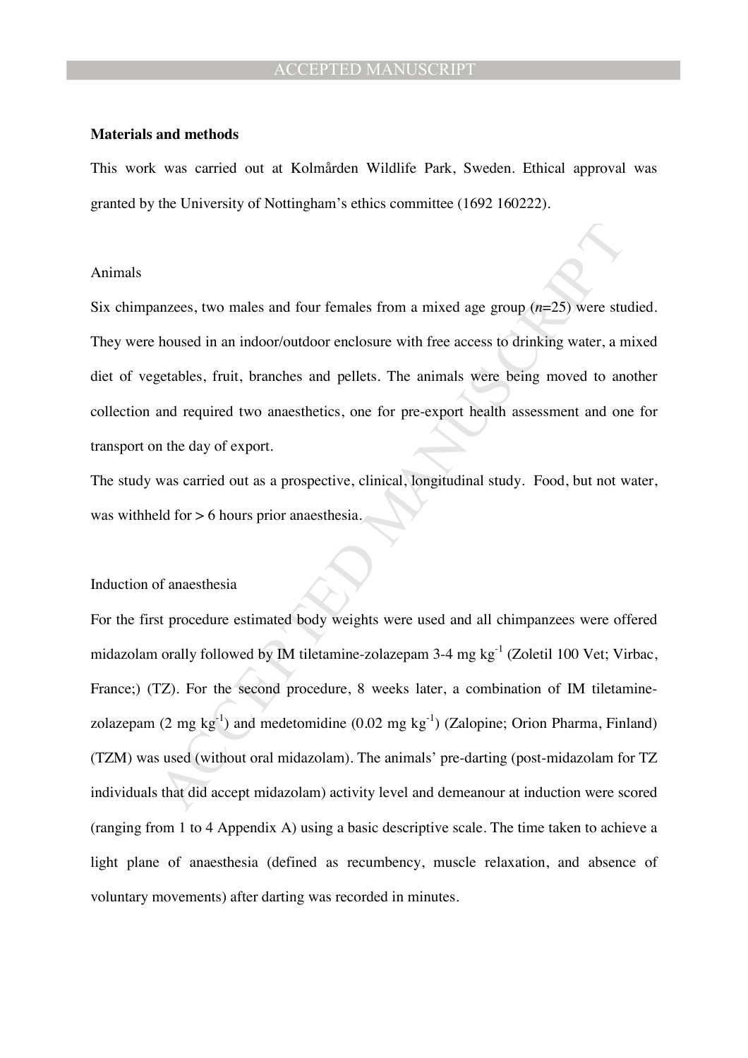**Materials and methods**

This work was carried out at Kolmården Wildlife Park, Sweden. Ethical approval was granted by the University of Nottingham's ethics committee (1692 160222).

Animals

Six chimpanzees, two males and four females from a mixed age group (*n*=25) were studied. They were housed in an indoor/outdoor enclosure with free access to drinking water, a mixed diet of vegetables, fruit, branches and pellets. The animals were being moved to another collection and required two anaesthetics, one for pre-export health assessment and one for transport on the day of export.

The study was carried out as a prospective, clinical, longitudinal study. Food, but not water, was withheld for > 6 hours prior anaesthesia.

Induction of anaesthesia

For the first procedure estimated body weights were used and all chimpanzees were offered midazolam orally followed by IM tiletamine-zolazepam 3-4 mg $kg^{-1}$ (Zoletil 100 Vet; Virbac, France;) (TZ). For the second procedure, 8 weeks later, a combination of IM tiletamine-zolazepam (2 mg $kg^{-1}$) and medetomidine (0.02 mg $kg^{-1}$) (Zalopine; Orion Pharma, Finland) (TZM) was used (without oral midazolam). The animals' pre-darting (post-midazolam for TZ individuals that did accept midazolam) activity level and demeanour at induction were scored (ranging from 1 to 4 Appendix A) using a basic descriptive scale. The time taken to achieve a light plane of anaesthesia (defined as recumbency, muscle relaxation, and absence of voluntary movements) after darting was recorded in minutes.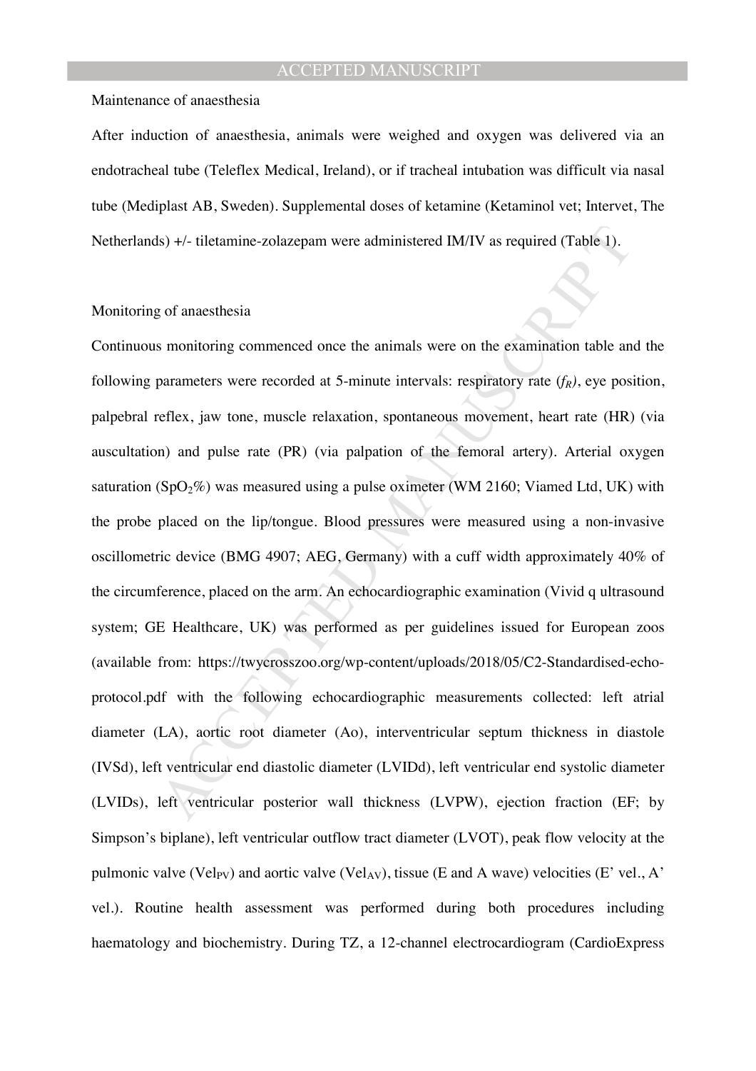Maintenance of anaesthesia

After induction of anaesthesia, animals were weighed and oxygen was delivered via an endotracheal tube (Teleflex Medical, Ireland), or if tracheal intubation was difficult via nasal tube (Mediplast AB, Sweden). Supplemental doses of ketamine (Ketaminol vet; Intervet, The Netherlands) +/- tiletamine-zolazepam were administered IM/IV as required (Table 1).

Monitoring of anaesthesia

Continuous monitoring commenced once the animals were on the examination table and the following parameters were recorded at 5-minute intervals: respiratory rate ($f_R$), eye position, palpebral reflex, jaw tone, muscle relaxation, spontaneous movement, heart rate (HR) (via auscultation) and pulse rate (PR) (via palpation of the femoral artery). Arterial oxygen saturation ($SpO_2\%$) was measured using a pulse oximeter (WM 2160; Viamed Ltd, UK) with the probe placed on the lip/tongue. Blood pressures were measured using a non-invasive oscillometric device (BMG 4907; AEG, Germany) with a cuff width approximately 40% of the circumference, placed on the arm. An echocardiographic examination (Vivid q ultrasound system; GE Healthcare, UK) was performed as per guidelines issued for European zoos (available from: https://twycrosszoo.org/wp-content/uploads/2018/05/C2-Standardised-echo-protocol.pdf with the following echocardiographic measurements collected: left atrial diameter (LA), aortic root diameter (Ao), interventricular septum thickness in diastole (IVSd), left ventricular end diastolic diameter (LVIDd), left ventricular end systolic diameter (LVIDs), left ventricular posterior wall thickness (LVPW), ejection fraction (EF; by Simpson's biplane), left ventricular outflow tract diameter (LVOT), peak flow velocity at the pulmonic valve ($Vel_{PV}$) and aortic valve ($Vel_{AV}$), tissue (E and A wave) velocities (E' vel., A' vel.). Routine health assessment was performed during both procedures including haematology and biochemistry. During TZ, a 12-channel electrocardiogram (CardioExpress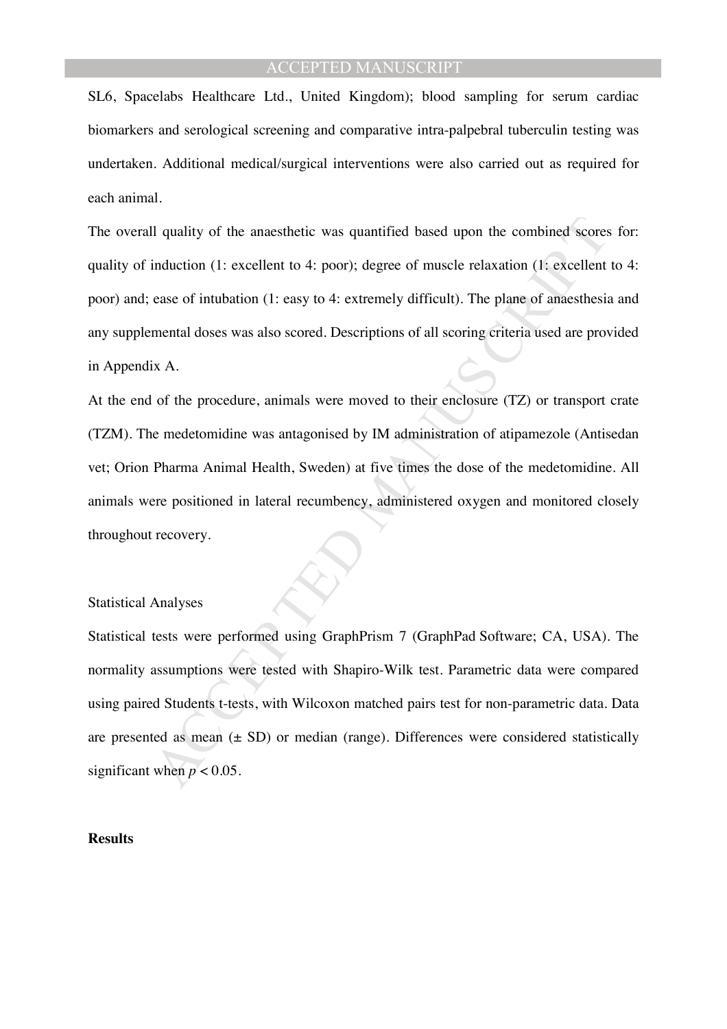SL6, Spacelabs Healthcare Ltd., United Kingdom); blood sampling for serum cardiac biomarkers and serological screening and comparative intra-palpebral tuberculin testing was undertaken. Additional medical/surgical interventions were also carried out as required for each animal.

The overall quality of the anaesthetic was quantified based upon the combined scores for: quality of induction (1: excellent to 4: poor); degree of muscle relaxation (1: excellent to 4: poor) and; ease of intubation (1: easy to 4: extremely difficult). The plane of anaesthesia and any supplemental doses was also scored. Descriptions of all scoring criteria used are provided in Appendix A.

At the end of the procedure, animals were moved to their enclosure (TZ) or transport crate (TZM). The medetomidine was antagonised by IM administration of atipamezole (Antisedan vet; Orion Pharma Animal Health, Sweden) at five times the dose of the medetomidine. All animals were positioned in lateral recumbency, administered oxygen and monitored closely throughout recovery.

Statistical Analyses

Statistical tests were performed using GraphPrism 7 (GraphPad Software; CA, USA). The normality assumptions were tested with Shapiro-Wilk test. Parametric data were compared using paired Students t-tests, with Wilcoxon matched pairs test for non-parametric data. Data are presented as mean (± SD) or median (range). Differences were considered statistically significant when $p < 0.05$.

**Results**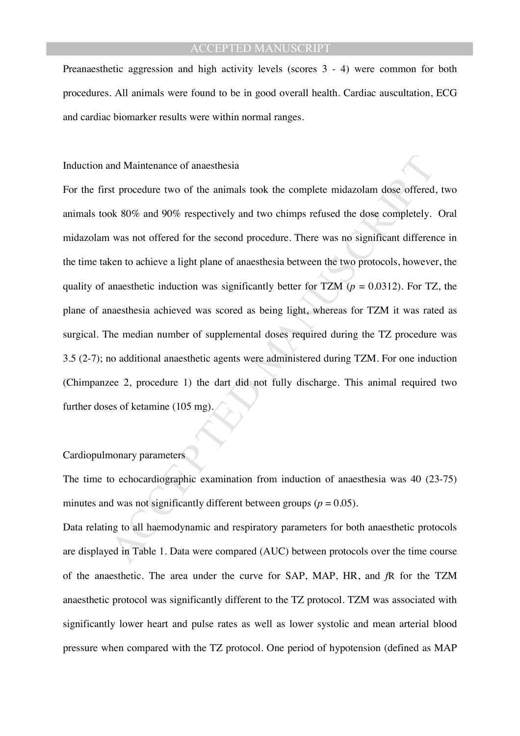Preanaesthetic aggression and high activity levels (scores 3 - 4) were common for both procedures. All animals were found to be in good overall health. Cardiac auscultation, ECG and cardiac biomarker results were within normal ranges.

## Induction and Maintenance of anaesthesia

For the first procedure two of the animals took the complete midazolam dose offered, two animals took 80% and 90% respectively and two chimps refused the dose completely. Oral midazolam was not offered for the second procedure. There was no significant difference in the time taken to achieve a light plane of anaesthesia between the two protocols, however, the quality of anaesthetic induction was significantly better for TZM ($p = 0.0312$). For TZ, the plane of anaesthesia achieved was scored as being light, whereas for TZM it was rated as surgical. The median number of supplemental doses required during the TZ procedure was 3.5 (2-7); no additional anaesthetic agents were administered during TZM. For one induction (Chimpanzee 2, procedure 1) the dart did not fully discharge. This animal required two further doses of ketamine (105 mg).

## Cardiopulmonary parameters

The time to echocardiographic examination from induction of anaesthesia was 40 (23-75) minutes and was not significantly different between groups ($p = 0.05$).

Data relating to all haemodynamic and respiratory parameters for both anaesthetic protocols are displayed in Table 1. Data were compared (AUC) between protocols over the time course of the anaesthetic. The area under the curve for SAP, MAP, HR, and $f$R for the TZM anaesthetic protocol was significantly different to the TZ protocol. TZM was associated with significantly lower heart and pulse rates as well as lower systolic and mean arterial blood pressure when compared with the TZ protocol. One period of hypotension (defined as MAP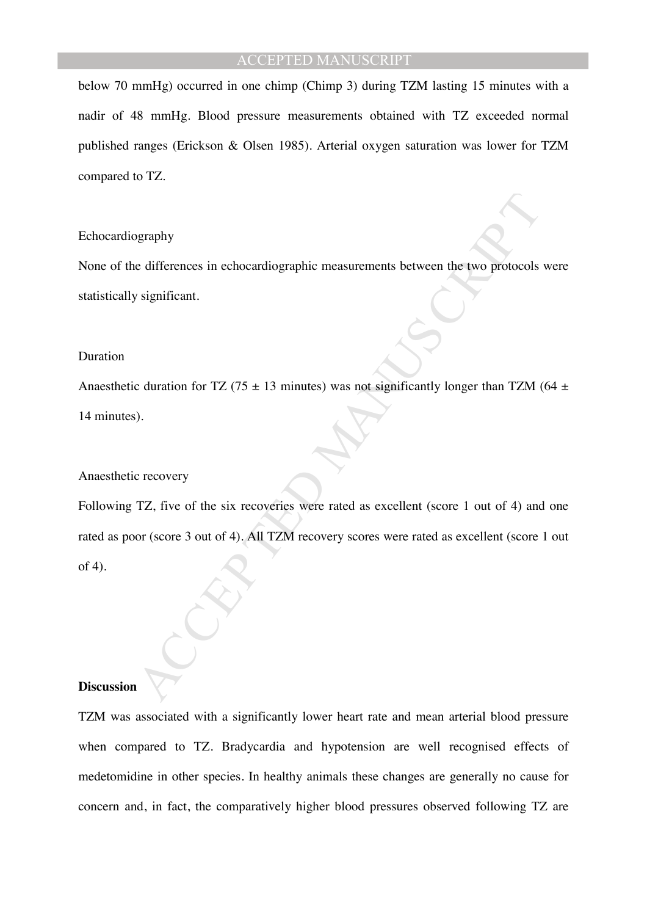below 70 mmHg) occurred in one chimp (Chimp 3) during TZM lasting 15 minutes with a nadir of 48 mmHg. Blood pressure measurements obtained with TZ exceeded normal published ranges (Erickson & Olsen 1985). Arterial oxygen saturation was lower for TZM compared to TZ.

Echocardiography

None of the differences in echocardiographic measurements between the two protocols were statistically significant.

Duration

Anaesthetic duration for TZ (75 ± 13 minutes) was not significantly longer than TZM (64 ± 14 minutes).

Anaesthetic recovery

Following TZ, five of the six recoveries were rated as excellent (score 1 out of 4) and one rated as poor (score 3 out of 4). All TZM recovery scores were rated as excellent (score 1 out of 4).

**Discussion**

TZM was associated with a significantly lower heart rate and mean arterial blood pressure when compared to TZ. Bradycardia and hypotension are well recognised effects of medetomidine in other species. In healthy animals these changes are generally no cause for concern and, in fact, the comparatively higher blood pressures observed following TZ are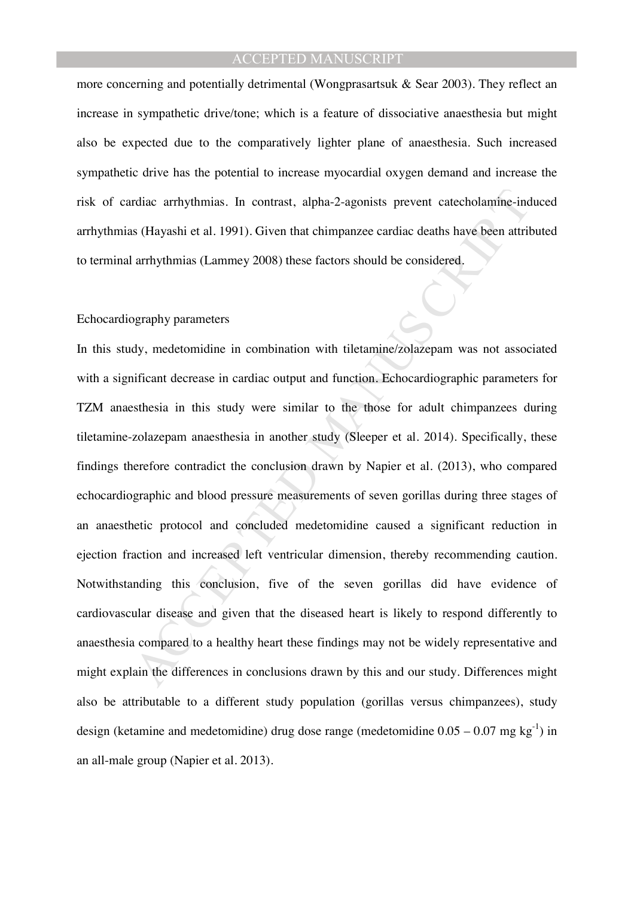more concerning and potentially detrimental (Wongprasartsuk & Sear 2003). They reflect an increase in sympathetic drive/tone; which is a feature of dissociative anaesthesia but might also be expected due to the comparatively lighter plane of anaesthesia. Such increased sympathetic drive has the potential to increase myocardial oxygen demand and increase the risk of cardiac arrhythmias. In contrast, alpha-2-agonists prevent catecholamine-induced arrhythmias (Hayashi et al. 1991). Given that chimpanzee cardiac deaths have been attributed to terminal arrhythmias (Lammey 2008) these factors should be considered.

Echocardiography parameters

In this study, medetomidine in combination with tiletamine/zolazepam was not associated with a significant decrease in cardiac output and function. Echocardiographic parameters for TZM anaesthesia in this study were similar to the those for adult chimpanzees during tiletamine-zolazepam anaesthesia in another study (Sleeper et al. 2014). Specifically, these findings therefore contradict the conclusion drawn by Napier et al. (2013), who compared echocardiographic and blood pressure measurements of seven gorillas during three stages of an anaesthetic protocol and concluded medetomidine caused a significant reduction in ejection fraction and increased left ventricular dimension, thereby recommending caution. Notwithstanding this conclusion, five of the seven gorillas did have evidence of cardiovascular disease and given that the diseased heart is likely to respond differently to anaesthesia compared to a healthy heart these findings may not be widely representative and might explain the differences in conclusions drawn by this and our study. Differences might also be attributable to a different study population (gorillas versus chimpanzees), study design (ketamine and medetomidine) drug dose range (medetomidine 0.05 – 0.07 mg $kg^{-1}$) in an all-male group (Napier et al. 2013).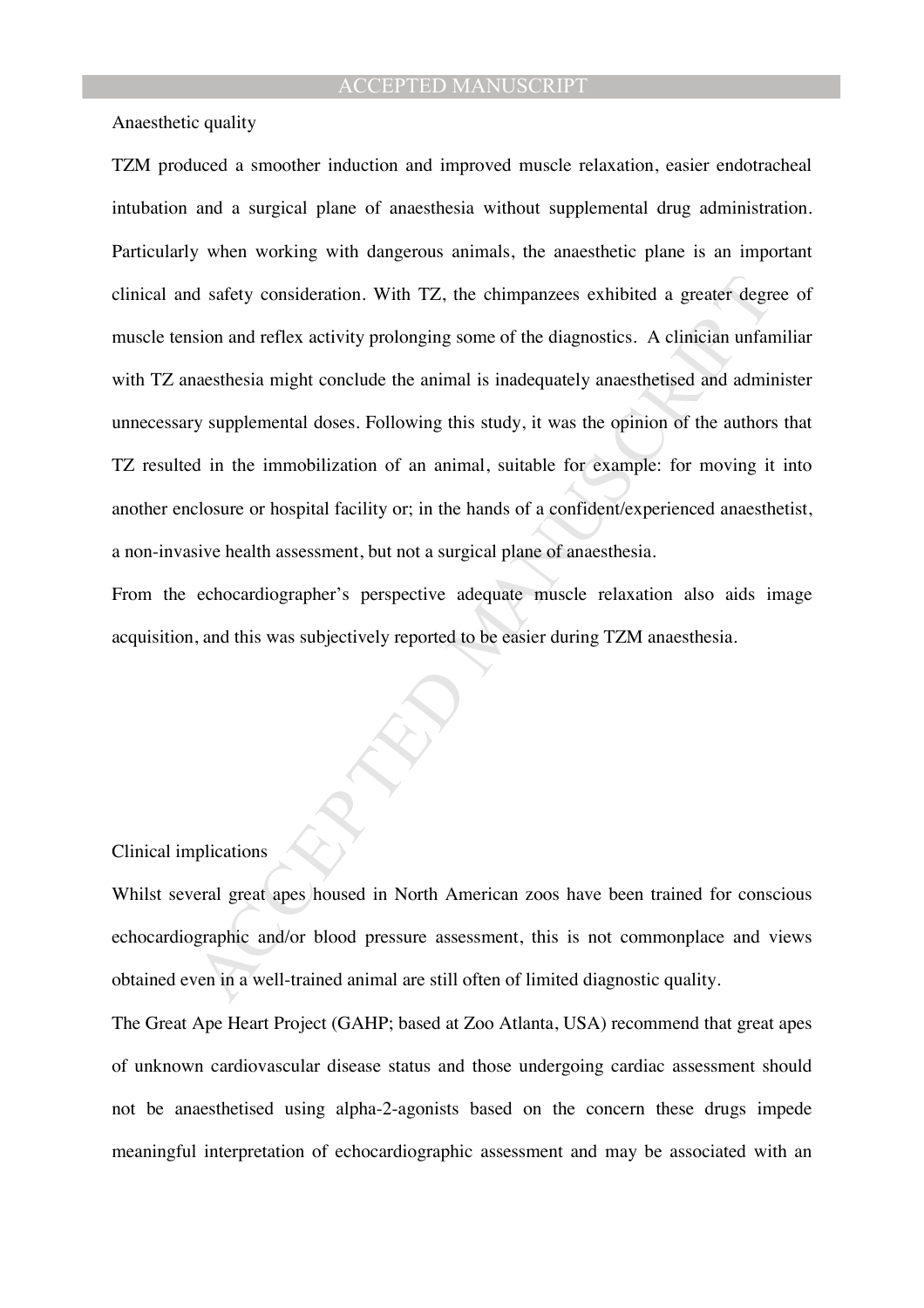Anaesthetic quality

TZM produced a smoother induction and improved muscle relaxation, easier endotracheal intubation and a surgical plane of anaesthesia without supplemental drug administration. Particularly when working with dangerous animals, the anaesthetic plane is an important clinical and safety consideration. With TZ, the chimpanzees exhibited a greater degree of muscle tension and reflex activity prolonging some of the diagnostics. A clinician unfamiliar with TZ anaesthesia might conclude the animal is inadequately anaesthetised and administer unnecessary supplemental doses. Following this study, it was the opinion of the authors that TZ resulted in the immobilization of an animal, suitable for example: for moving it into another enclosure or hospital facility or; in the hands of a confident/experienced anaesthetist, a non-invasive health assessment, but not a surgical plane of anaesthesia.

From the echocardiographer's perspective adequate muscle relaxation also aids image acquisition, and this was subjectively reported to be easier during TZM anaesthesia.

Clinical implications

Whilst several great apes housed in North American zoos have been trained for conscious echocardiographic and/or blood pressure assessment, this is not commonplace and views obtained even in a well-trained animal are still often of limited diagnostic quality.

The Great Ape Heart Project (GAHP; based at Zoo Atlanta, USA) recommend that great apes of unknown cardiovascular disease status and those undergoing cardiac assessment should not be anaesthetised using alpha-2-agonists based on the concern these drugs impede meaningful interpretation of echocardiographic assessment and may be associated with an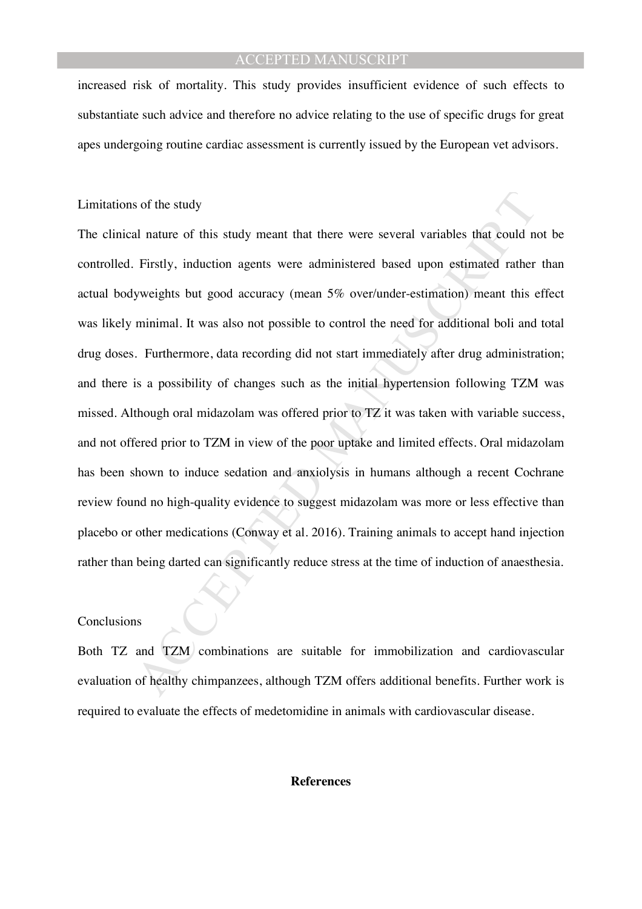increased risk of mortality. This study provides insufficient evidence of such effects to substantiate such advice and therefore no advice relating to the use of specific drugs for great apes undergoing routine cardiac assessment is currently issued by the European vet advisors.

## Limitations of the study

The clinical nature of this study meant that there were several variables that could not be controlled. Firstly, induction agents were administered based upon estimated rather than actual bodyweights but good accuracy (mean 5% over/under-estimation) meant this effect was likely minimal. It was also not possible to control the need for additional boli and total drug doses. Furthermore, data recording did not start immediately after drug administration; and there is a possibility of changes such as the initial hypertension following TZM was missed. Although oral midazolam was offered prior to TZ it was taken with variable success, and not offered prior to TZM in view of the poor uptake and limited effects. Oral midazolam has been shown to induce sedation and anxiolysis in humans although a recent Cochrane review found no high-quality evidence to suggest midazolam was more or less effective than placebo or other medications (Conway et al. 2016). Training animals to accept hand injection rather than being darted can significantly reduce stress at the time of induction of anaesthesia.

## Conclusions

Both TZ and TZM combinations are suitable for immobilization and cardiovascular evaluation of healthy chimpanzees, although TZM offers additional benefits. Further work is required to evaluate the effects of medetomidine in animals with cardiovascular disease.

## References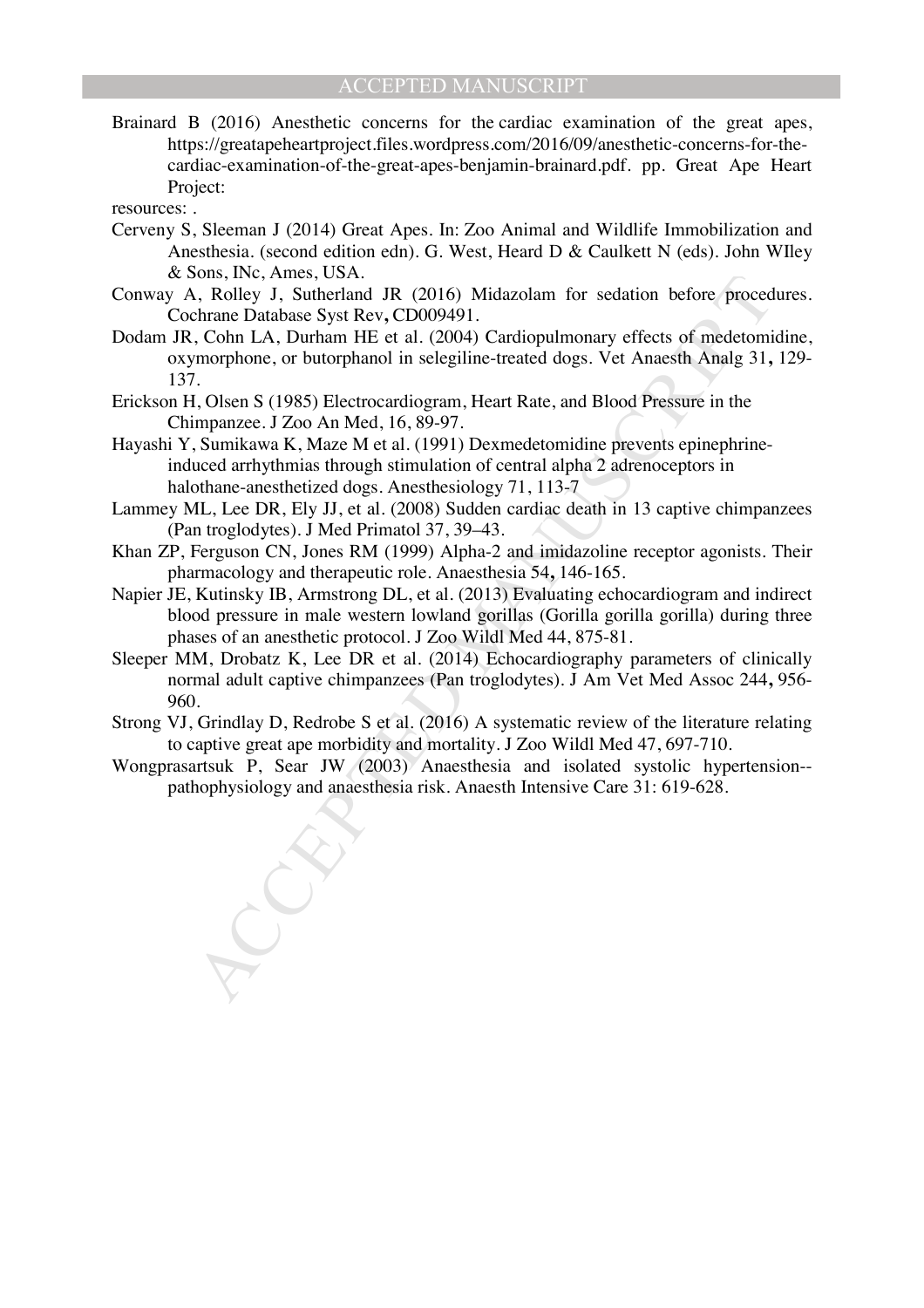Brainard B (2016) Anesthetic concerns for the cardiac examination of the great apes, https://greatapeheartproject.files.wordpress.com/2016/09/anesthetic-concerns-for-the-cardiac-examination-of-the-great-apes-benjamin-brainard.pdf. pp. Great Ape Heart Project:

resources: .

Cerveny S, Sleeman J (2014) Great Apes. In: Zoo Animal and Wildlife Immobilization and Anesthesia. (second edition edn). G. West, Heard D & Caulkett N (eds). John WIley & Sons, INc, Ames, USA.

Conway A, Rolley J, Sutherland JR (2016) Midazolam for sedation before procedures. Cochrane Database Syst Rev**,** CD009491.

Dodam JR, Cohn LA, Durham HE et al. (2004) Cardiopulmonary effects of medetomidine, oxymorphone, or butorphanol in selegiline-treated dogs. Vet Anaesth Analg 31**,** 129-137.

Erickson H, Olsen S (1985) Electrocardiogram, Heart Rate, and Blood Pressure in the Chimpanzee. J Zoo An Med, 16, 89-97.

Hayashi Y, Sumikawa K, Maze M et al. (1991) Dexmedetomidine prevents epinephrine-induced arrhythmias through stimulation of central alpha 2 adrenoceptors in halothane-anesthetized dogs. Anesthesiology 71, 113-7

Lammey ML, Lee DR, Ely JJ, et al. (2008) Sudden cardiac death in 13 captive chimpanzees (Pan troglodytes). J Med Primatol 37, 39–43.

Khan ZP, Ferguson CN, Jones RM (1999) Alpha-2 and imidazoline receptor agonists. Their pharmacology and therapeutic role. Anaesthesia 54**,** 146-165.

Napier JE, Kutinsky IB, Armstrong DL, et al. (2013) Evaluating echocardiogram and indirect blood pressure in male western lowland gorillas (Gorilla gorilla gorilla) during three phases of an anesthetic protocol. J Zoo Wildl Med 44, 875-81.

Sleeper MM, Drobatz K, Lee DR et al. (2014) Echocardiography parameters of clinically normal adult captive chimpanzees (Pan troglodytes). J Am Vet Med Assoc 244**,** 956-960.

Strong VJ, Grindlay D, Redrobe S et al. (2016) A systematic review of the literature relating to captive great ape morbidity and mortality. J Zoo Wildl Med 47, 697-710.

Wongprasartsuk P, Sear JW (2003) Anaesthesia and isolated systolic hypertension--pathophysiology and anaesthesia risk. Anaesth Intensive Care 31: 619-628.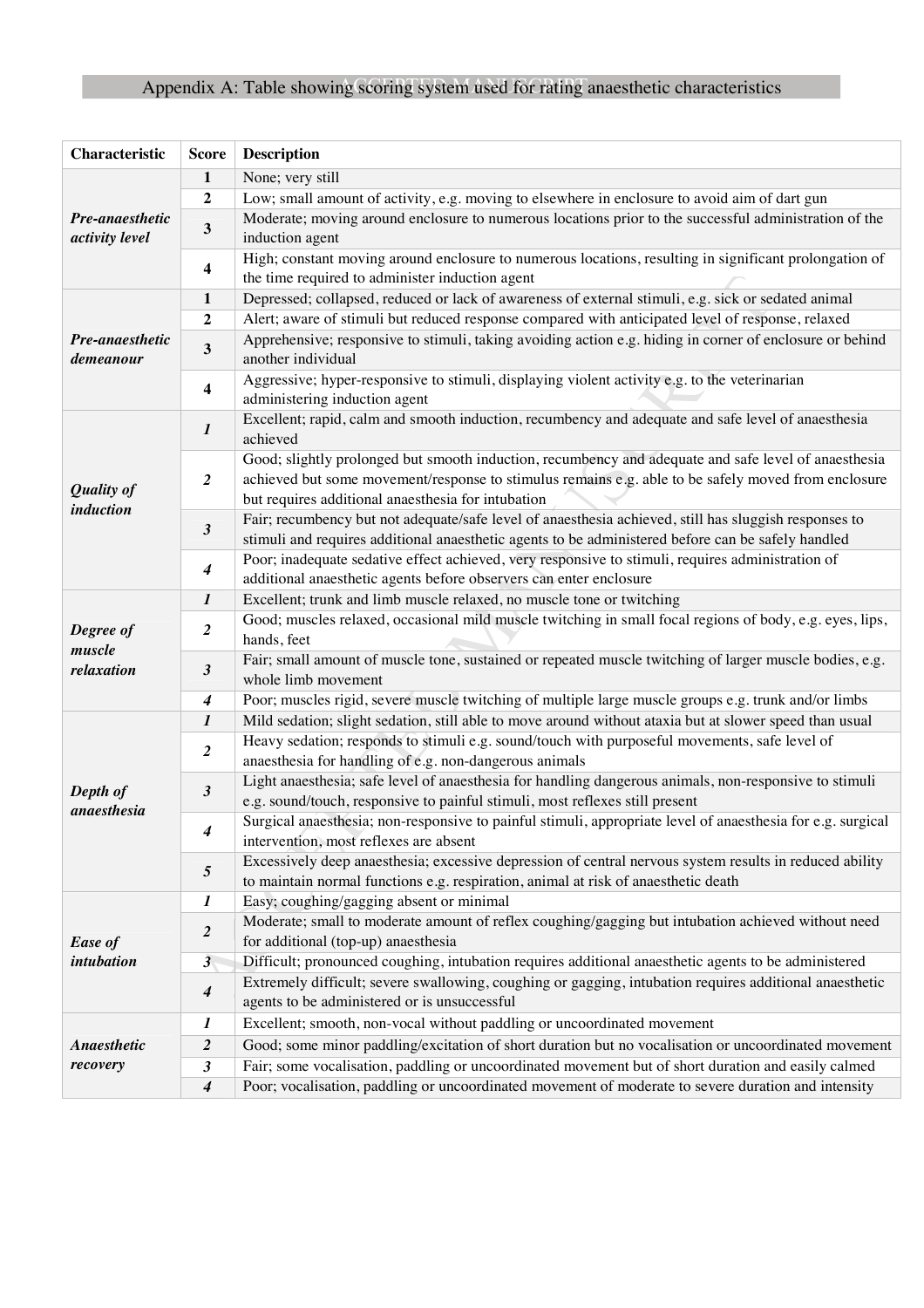## Appendix A: Table showing scoring system used for rating anaesthetic characteristics

| Characteristic | Score | Description |
|---|---|---|
| ***Pre-anaesthetic activity level*** | **1** | None; very still |
| | **2** | Low; small amount of activity, e.g. moving to elsewhere in enclosure to avoid aim of dart gun |
| | **3** | Moderate; moving around enclosure to numerous locations prior to the successful administration of the induction agent |
| | **4** | High; constant moving around enclosure to numerous locations, resulting in significant prolongation of the time required to administer induction agent |
| ***Pre-anaesthetic demeanour*** | **1** | Depressed; collapsed, reduced or lack of awareness of external stimuli, e.g. sick or sedated animal |
| | **2** | Alert; aware of stimuli but reduced response compared with anticipated level of response, relaxed |
| | **3** | Apprehensive; responsive to stimuli, taking avoiding action e.g. hiding in corner of enclosure or behind another individual |
| | **4** | Aggressive; hyper-responsive to stimuli, displaying violent activity e.g. to the veterinarian administering induction agent |
| ***Quality of induction*** | ***1*** | Excellent; rapid, calm and smooth induction, recumbency and adequate and safe level of anaesthesia achieved |
| | ***2*** | Good; slightly prolonged but smooth induction, recumbency and adequate and safe level of anaesthesia achieved but some movement/response to stimulus remains e.g. able to be safely moved from enclosure but requires additional anaesthesia for intubation |
| | ***3*** | Fair; recumbency but not adequate/safe level of anaesthesia achieved, still has sluggish responses to stimuli and requires additional anaesthetic agents to be administered before can be safely handled |
| | ***4*** | Poor; inadequate sedative effect achieved, very responsive to stimuli, requires administration of additional anaesthetic agents before observers can enter enclosure |
| ***Degree of muscle relaxation*** | ***1*** | Excellent; trunk and limb muscle relaxed, no muscle tone or twitching |
| | ***2*** | Good; muscles relaxed, occasional mild muscle twitching in small focal regions of body, e.g. eyes, lips, hands, feet |
| | ***3*** | Fair; small amount of muscle tone, sustained or repeated muscle twitching of larger muscle bodies, e.g. whole limb movement |
| | ***4*** | Poor; muscles rigid, severe muscle twitching of multiple large muscle groups e.g. trunk and/or limbs |
| ***Depth of anaesthesia*** | ***1*** | Mild sedation; slight sedation, still able to move around without ataxia but at slower speed than usual |
| | ***2*** | Heavy sedation; responds to stimuli e.g. sound/touch with purposeful movements, safe level of anaesthesia for handling of e.g. non-dangerous animals |
| | ***3*** | Light anaesthesia; safe level of anaesthesia for handling dangerous animals, non-responsive to stimuli e.g. sound/touch, responsive to painful stimuli, most reflexes still present |
| | ***4*** | Surgical anaesthesia; non-responsive to painful stimuli, appropriate level of anaesthesia for e.g. surgical intervention, most reflexes are absent |
| | ***5*** | Excessively deep anaesthesia; excessive depression of central nervous system results in reduced ability to maintain normal functions e.g. respiration, animal at risk of anaesthetic death |
| ***Ease of intubation*** | ***1*** | Easy; coughing/gagging absent or minimal |
| | ***2*** | Moderate; small to moderate amount of reflex coughing/gagging but intubation achieved without need for additional (top-up) anaesthesia |
| | ***3*** | Difficult; pronounced coughing, intubation requires additional anaesthetic agents to be administered |
| | ***4*** | Extremely difficult; severe swallowing, coughing or gagging, intubation requires additional anaesthetic agents to be administered or is unsuccessful |
| ***Anaesthetic recovery*** | ***1*** | Excellent; smooth, non-vocal without paddling or uncoordinated movement |
| | ***2*** | Good; some minor paddling/excitation of short duration but no vocalisation or uncoordinated movement |
| | ***3*** | Fair; some vocalisation, paddling or uncoordinated movement but of short duration and easily calmed |
| | ***4*** | Poor; vocalisation, paddling or uncoordinated movement of moderate to severe duration and intensity |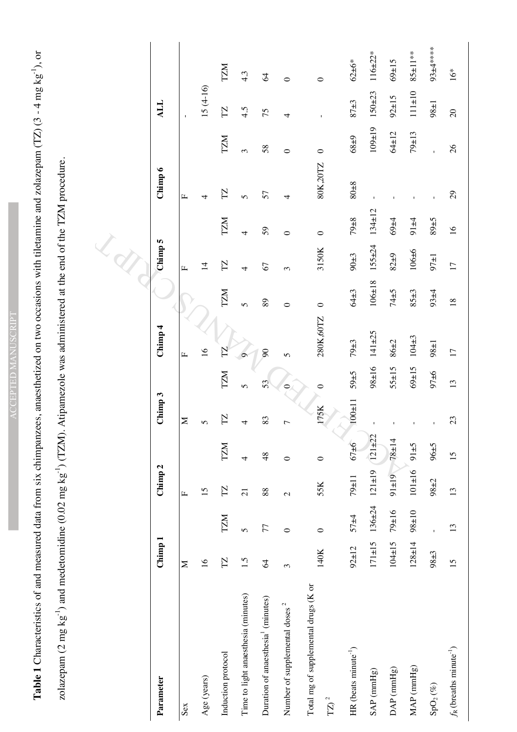**Table 1** Characteristics of and measured data from six chimpanzees, anaesthetized on two occasions with tiletamine and zolazepam (TZ) (3 - 4 mg kg$^{-1}$), or zolazepam (2 mg kg$^{-1}$) and medetomidine (0.02 mg kg$^{-1}$) (TZM). Atipamezole was administered at the end of the TZM procedure.

| Parameter | Chimp 1 | | Chimp 2 | | Chimp 3 | | Chimp 4 | | Chimp 5 | | Chimp 6 | | ALL | |
|---|---|---|---|---|---|---|---|---|---|---|---|---|---|---|
| Sex | M | | F | | M | | F | | F | | F | | - | |
| Age (years) | 16 | | 15 | | 5 | | 16 | | 14 | | 4 | | 15 (4-16) | |
| Induction protocol | TZ | TZM | TZ | TZM | TZ | TZM | TZ | TZM | TZ | TZM | TZ | TZM | TZ | TZM |
| Time to light anaesthesia (minutes) | 1.5 | 5 | 21 | 4 | 4 | 5 | 9 | 5 | 4 | 4 | 5 | 3 | 4.5 | 4.3 |
| Duration of anaesthesia[1] (minutes) | 64 | 77 | 88 | 48 | 83 | 53 | 90 | 89 | 67 | 59 | 57 | 58 | 75 | 64 |
| Number of supplemental doses [2] | 3 | 0 | 2 | 0 | 7 | 0 | 5 | 0 | 3 | 0 | 4 | 0 | 4 | 0 |
| Total mg of supplemental drugs (K or TZ) [2] | 140K | 0 | 55K | 0 | 175K | 0 | 280K,60TZ | 0 | 3150K | 0 | 80K,20TZ | 0 | - | 0 |
| HR (beats minute$^{-1}$) | 92±12 | 57±4 | 79±11 | 67±6 | 100±11 | 59±5 | 79±3 | 64±3 | 90±3 | 79±8 | 80±8 | 68±9 | 87±3 | 62±6* |
| SAP (mmHg) | 171±15 | 136±24 | 121±19 | 121±22 | - | 98±16 | 141±25 | 106±18 | 155±24 | 134±12 | - | 109±19 | 150±23 | 116±22* |
| DAP (mmHg) | 104±15 | 79±16 | 91±19 | 78±14 | - | 55±15 | 86±2 | 74±5 | 82±9 | 69±4 | - | 64±12 | 92±15 | 69±15 |
| MAP (mmHg) | 128±14 | 98±10 | 101±16 | 91±5 | - | 69±15 | 104±3 | 85±3 | 106±6 | 91±4 | - | 79±13 | 111±10 | 85±11** |
| $SpO_2$ (%) | 98±3 | - | 98±2 | 96±5 | - | 97±6 | 98±1 | 93±4 | 97±1 | 89±5 | - | - | 98±1 | 93±4**** |
| $f_R$ (breaths minute$^{-1}$) | 15 | 13 | 13 | 15 | 23 | 13 | 17 | 18 | 17 | 16 | 29 | 26 | 20 | 16* |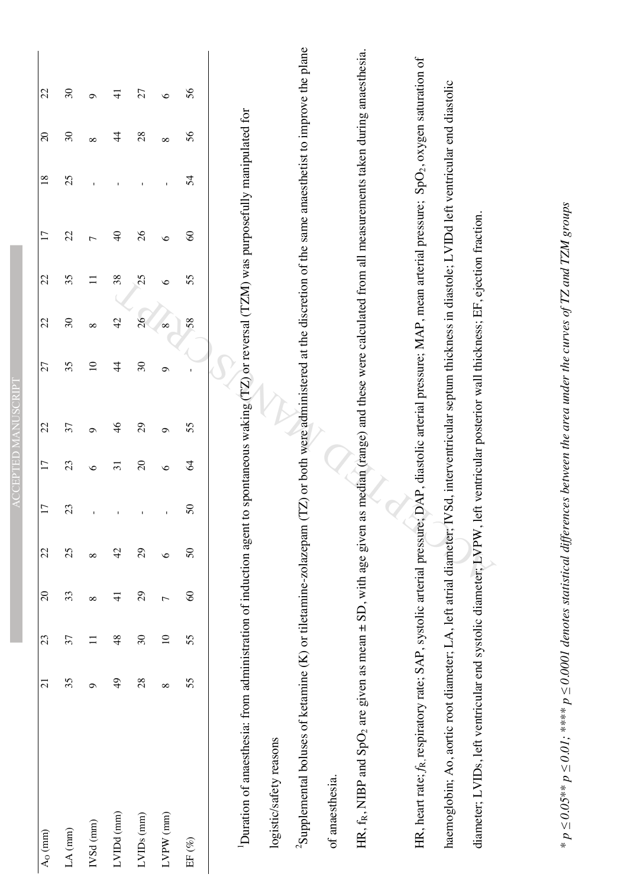| | | | | | | | | | | | | | | | |
|---|---|---|---|---|---|---|---|---|---|---|---|---|---|---|---|
| $A_O$ (mm) | 21 | 23 | 20 | 22 | 17 | 17 | 22 | 27 | 22 | 22 | 17 | 18 | 20 | 22 |
| LA (mm) | 35 | 37 | 33 | 25 | 23 | 23 | 37 | 35 | 30 | 35 | 22 | 25 | 30 | 30 |
| IVSd (mm) | 9 | 11 | 8 | 8 | - | 6 | 9 | 10 | 8 | 11 | 7 | - | 8 | 9 |
| LVIDd (mm) | 49 | 48 | 41 | 42 | - | 31 | 46 | 44 | 42 | 38 | 40 | - | 44 | 41 |
| LVIDs (mm) | 28 | 30 | 29 | 29 | - | 20 | 29 | 30 | 26 | 25 | 26 | - | 28 | 27 |
| LVPW (mm) | 8 | 10 | 7 | 6 | - | 6 | 9 | 9 | 8 | 6 | 6 | - | 8 | 6 |
| EF (%) | 55 | 55 | 60 | 50 | 50 | 64 | 55 | - | 58 | 55 | 60 | 54 | 56 | 56 |

[1]Duration of anaesthesia: from administration of induction agent to spontaneous waking (TZ) or reversal (TZM) was purposefully manipulated for logistic/safety reasons

[2]Supplemental boluses of ketamine (K) or tiletamine-zolazepam (TZ) or both were administered at the discretion of the same anaesthetist to improve the plane of anaesthesia.

HR, $f_R$, NIBP and $SpO_2$ are given as mean ± SD, with age given as median (range) and these were calculated from all measurements taken during anaesthesia.

HR, heart rate; $f_R$, respiratory rate; SAP, systolic arterial pressure; DAP, diastolic arterial pressure; MAP, mean arterial pressure; $SpO_2$, oxygen saturation of haemoglobin; Ao, aortic root diameter; LA, left atrial diameter; IVSd, interventricular septum thickness in diastole; LVIDd left ventricular end diastolic diameter; LVIDs, left ventricular end systolic diameter; LVPW, left ventricular posterior wall thickness; EF, ejection fraction.

*\* $p \leq 0.05$\*\* $p \leq 0.01$; \*\*\*\* $p \leq 0.0001$ denotes statistical differences between the area under the curves of TZ and TZM groups*